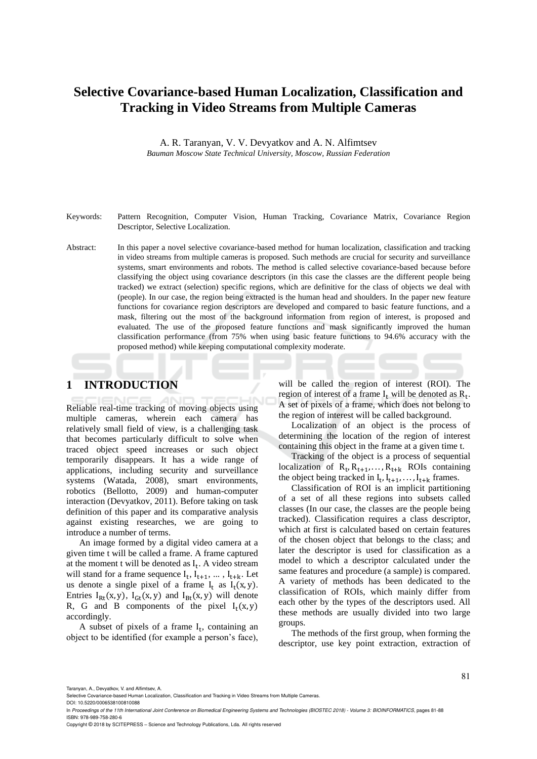# Selective Covariance-based Human Localization, Classification and Tracking in Video Streams from Multiple Cameras

A. R. Taranyan, V. V. Devyatkov and A. N. Alfimtsev

*Bauman Moscow State Technical University, Moscow, Russian Federation*

Keywords: Pattern Recognition, Computer Vision, Human Tracking, Covariance Matrix, Covariance Region Descriptor, Selective Localization.

Abstract: In this paper a novel selective covariance-based method for human localization, classification and tracking in video streams from multiple cameras is proposed. Such methods are crucial for security and surveillance systems, smart environments and robots. The method is called selective covariance-based because before classifying the object using covariance descriptors (in this case the classes are the different people being tracked) we extract (selection) specific regions, which are definitive for the class of objects we deal with (people). In our case, the region being extracted is the human head and shoulders. In the paper new feature functions for covariance region descriptors are developed and compared to basic feature functions, and a mask, filtering out the most of the background information from region of interest, is proposed and evaluated. The use of the proposed feature functions and mask significantly improved the human classification performance (from 75% when using basic feature functions to 94.6% accuracy with the proposed method) while keeping computational complexity moderate.

## 1 INTRODUCTION

Reliable real-time tracking of moving objects using multiple cameras, wherein each camera has relatively small field of view, is a challenging task that becomes particularly difficult to solve when traced object speed increases or such object temporarily disappears. It has a wide range of applications, including security and surveillance systems (Watada, 2008), smart environments, robotics (Bellotto, 2009) and human-computer interaction (Devyatkov, 2011). Before taking on task definition of this paper and its comparative analysis against existing researches, we are going to introduce a number of terms.

An image formed by a digital video camera at a given time t will be called a frame. A frame captured at the moment t will be denoted as $I_t$. A video stream will stand for a frame sequence $I_t, I_{t+1}, \ldots, I_{t+k}$. Let us denote a single pixel of a frame $I_t$ as $I_t(x, y)$. Entries $I_{Rt}(x, y)$, $I_{Gt}(x, y)$ and $I_{Bt}(x, y)$ will denote R, G and B components of the pixel $I_t(x, y)$ accordingly.

A subset of pixels of a frame $I_t$, containing an object to be identified (for example a person's face), will be called the region of interest (ROI). The region of interest of a frame $I_t$ will be denoted as $R_t$. A set of pixels of a frame, which does not belong to the region of interest will be called background.

Localization of an object is the process of determining the location of the region of interest containing this object in the frame at a given time t.

Tracking of the object is a process of sequential localization of $R_t, R_{t+1}, \ldots, R_{t+k}$ ROIs containing the object being tracked in $I_t, I_{t+1}, \ldots, I_{t+k}$ frames.

Classification of ROI is an implicit partitioning of a set of all these regions into subsets called classes (In our case, the classes are the people being tracked). Classification requires a class descriptor, which at first is calculated based on certain features of the chosen object that belongs to the class; and later the descriptor is used for classification as a model to which a descriptor calculated under the same features and procedure (a sample) is compared. A variety of methods has been dedicated to the classification of ROIs, which mainly differ from each other by the types of the descriptors used. All these methods are usually divided into two large groups.

The methods of the first group, when forming the descriptor, use key point extraction, extraction of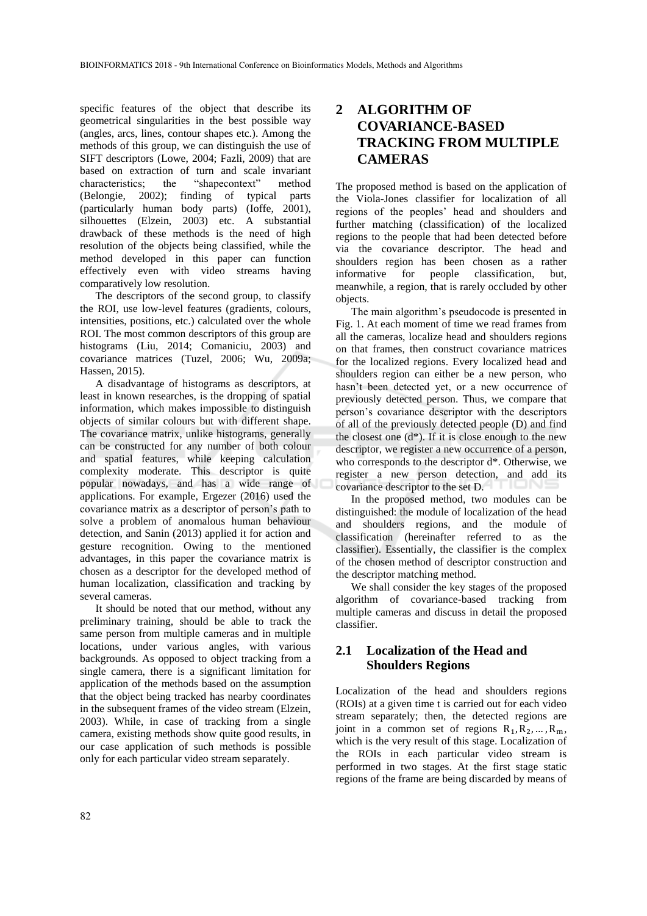specific features of the object that describe its geometrical singularities in the best possible way (angles, arcs, lines, contour shapes etc.). Among the methods of this group, we can distinguish the use of SIFT descriptors (Lowe, 2004; Fazli, 2009) that are based on extraction of turn and scale invariant characteristics; the "shapecontext" method (Belongie, 2002); finding of typical parts (particularly human body parts) (Ioffe, 2001), silhouettes (Elzein, 2003) etc. A substantial drawback of these methods is the need of high resolution of the objects being classified, while the method developed in this paper can function effectively even with video streams having comparatively low resolution.

The descriptors of the second group, to classify the ROI, use low-level features (gradients, colours, intensities, positions, etc.) calculated over the whole ROI. The most common descriptors of this group are histograms (Liu, 2014; Comaniciu, 2003) and covariance matrices (Tuzel, 2006; Wu, 2009a; Hassen, 2015).

A disadvantage of histograms as descriptors, at least in known researches, is the dropping of spatial information, which makes impossible to distinguish objects of similar colours but with different shape. The covariance matrix, unlike histograms, generally can be constructed for any number of both colour and spatial features, while keeping calculation complexity moderate. This descriptor is quite popular nowadays, and has a wide range of applications. For example, Ergezer (2016) used the covariance matrix as a descriptor of person's path to solve a problem of anomalous human behaviour detection, and Sanin (2013) applied it for action and gesture recognition. Owing to the mentioned advantages, in this paper the covariance matrix is chosen as a descriptor for the developed method of human localization, classification and tracking by several cameras.

It should be noted that our method, without any preliminary training, should be able to track the same person from multiple cameras and in multiple locations, under various angles, with various backgrounds. As opposed to object tracking from a single camera, there is a significant limitation for application of the methods based on the assumption that the object being tracked has nearby coordinates in the subsequent frames of the video stream (Elzein, 2003). While, in case of tracking from a single camera, existing methods show quite good results, in our case application of such methods is possible only for each particular video stream separately.

# 2 ALGORITHM OF COVARIANCE-BASED TRACKING FROM MULTIPLE CAMERAS

The proposed method is based on the application of the Viola-Jones classifier for localization of all regions of the peoples' head and shoulders and further matching (classification) of the localized regions to the people that had been detected before via the covariance descriptor. The head and shoulders region has been chosen as a rather informative for people classification, but, meanwhile, a region, that is rarely occluded by other objects.

The main algorithm's pseudocode is presented in Fig. 1. At each moment of time we read frames from all the cameras, localize head and shoulders regions on that frames, then construct covariance matrices for the localized regions. Every localized head and shoulders region can either be a new person, who hasn't been detected yet, or a new occurrence of previously detected person. Thus, we compare that person's covariance descriptor with the descriptors of all of the previously detected people (D) and find the closest one (d*). If it is close enough to the new descriptor, we register a new occurrence of a person, who corresponds to the descriptor d*. Otherwise, we register a new person detection, and add its covariance descriptor to the set D.

In the proposed method, two modules can be distinguished: the module of localization of the head and shoulders regions, and the module of classification (hereinafter referred to as the classifier). Essentially, the classifier is the complex of the chosen method of descriptor construction and the descriptor matching method.

We shall consider the key stages of the proposed algorithm of covariance-based tracking from multiple cameras and discuss in detail the proposed classifier.

## 2.1 Localization of the Head and Shoulders Regions

Localization of the head and shoulders regions (ROIs) at a given time t is carried out for each video stream separately; then, the detected regions are joint in a common set of regions $R_1, R_2, \ldots, R_m$, which is the very result of this stage. Localization of the ROIs in each particular video stream is performed in two stages. At the first stage static regions of the frame are being discarded by means of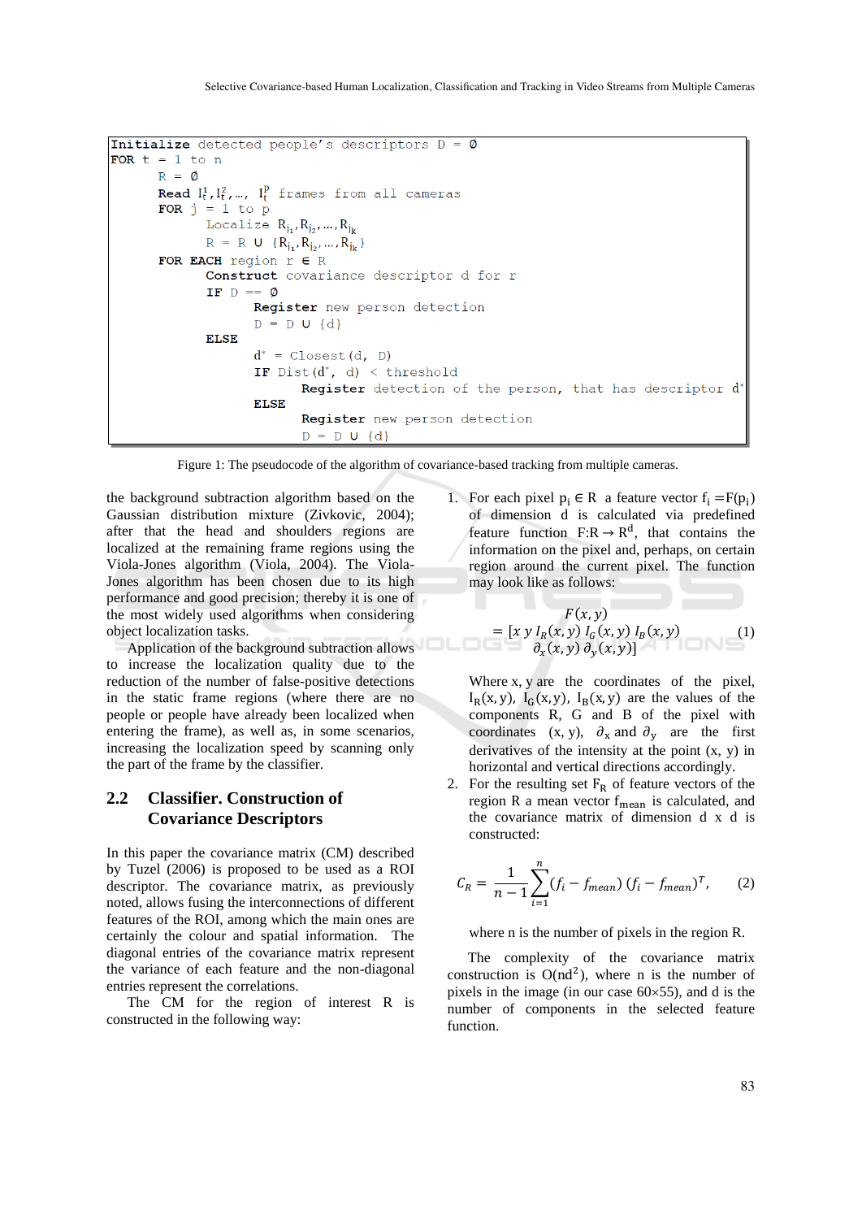```
Initialize detected people's descriptors D = Ø
FOR t = 1 to n
       R = Ø
       Read I_t^1, I_t^2, …, I_t^p frames from all cameras
       FOR j = 1 to p
              Localize R_j1, R_j2, …, R_jk
              R = R ∪ {R_j1, R_j2, …, R_jk}
       FOR EACH region r ∈ R
              Construct covariance descriptor d for r
              IF D == Ø
                     Register new person detection
                     D = D ∪ {d}
              ELSE
                     d* = Closest(d, D)
                     IF Dist(d*, d) < threshold
                            Register detection of the person, that has descriptor d*
                     ELSE
                            Register new person detection
                            D = D ∪ {d}
```

Figure 1: The pseudocode of the algorithm of covariance-based tracking from multiple cameras.

the background subtraction algorithm based on the Gaussian distribution mixture (Zivkovic, 2004); after that the head and shoulders regions are localized at the remaining frame regions using the Viola-Jones algorithm (Viola, 2004). The Viola-Jones algorithm has been chosen due to its high performance and good precision; thereby it is one of the most widely used algorithms when considering object localization tasks.

Application of the background subtraction allows to increase the localization quality due to the reduction of the number of false-positive detections in the static frame regions (where there are no people or people have already been localized when entering the frame), as well as, in some scenarios, increasing the localization speed by scanning only the part of the frame by the classifier.

## 2.2 Classifier. Construction of Covariance Descriptors

In this paper the covariance matrix (CM) described by Tuzel (2006) is proposed to be used as a ROI descriptor. The covariance matrix, as previously noted, allows fusing the interconnections of different features of the ROI, among which the main ones are certainly the colour and spatial information. The diagonal entries of the covariance matrix represent the variance of each feature and the non-diagonal entries represent the correlations.

The CM for the region of interest R is constructed in the following way:

1. For each pixel $p_i \in R$ a feature vector $f_i = F(p_i)$ of dimension d is calculated via predefined feature function $F{:}R \rightarrow R^d$, that contains the information on the pixel and, perhaps, on certain region around the current pixel. The function may look like as follows:

$$F(x,y) = [x\ y\ I_R(x,y)\ I_G(x,y)\ I_B(x,y)\ \partial_x(x,y)\ \partial_y(x,y)] \qquad (1)$$

   Where x, y are the coordinates of the pixel, $I_R(x,y)$, $I_G(x,y)$, $I_B(x,y)$ are the values of the components R, G and B of the pixel with coordinates (x, y), $\partial_x$ and $\partial_y$ are the first derivatives of the intensity at the point (x, y) in horizontal and vertical directions accordingly.

2. For the resulting set $F_R$ of feature vectors of the region R a mean vector $f_{mean}$ is calculated, and the covariance matrix of dimension d x d is constructed:

$$C_R = \frac{1}{n-1}\sum_{i=1}^{n}(f_i - f_{mean})\,(f_i - f_{mean})^T, \qquad (2)$$

   where n is the number of pixels in the region R.

The complexity of the covariance matrix construction is $O(nd^2)$, where n is the number of pixels in the image (in our case 60×55), and d is the number of components in the selected feature function.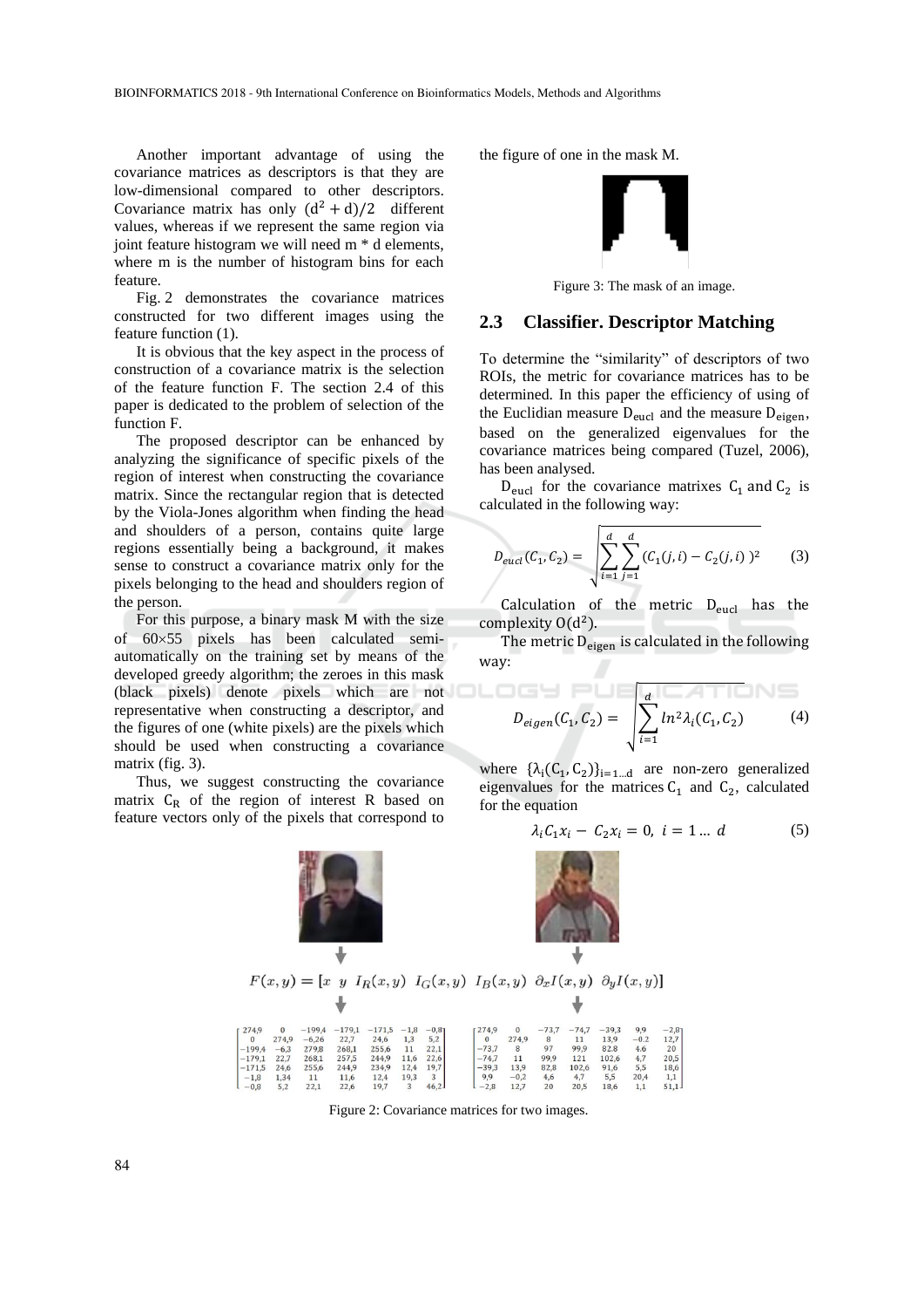Another important advantage of using the covariance matrices as descriptors is that they are low-dimensional compared to other descriptors. Covariance matrix has only $(d^2 + d)/2$ different values, whereas if we represent the same region via joint feature histogram we will need m * d elements, where m is the number of histogram bins for each feature.

Fig. 2 demonstrates the covariance matrices constructed for two different images using the feature function (1).

It is obvious that the key aspect in the process of construction of a covariance matrix is the selection of the feature function F. The section 2.4 of this paper is dedicated to the problem of selection of the function F.

The proposed descriptor can be enhanced by analyzing the significance of specific pixels of the region of interest when constructing the covariance matrix. Since the rectangular region that is detected by the Viola-Jones algorithm when finding the head and shoulders of a person, contains quite large regions essentially being a background, it makes sense to construct a covariance matrix only for the pixels belonging to the head and shoulders region of the person.

For this purpose, a binary mask M with the size of 60×55 pixels has been calculated semi-automatically on the training set by means of the developed greedy algorithm; the zeroes in this mask (black pixels) denote pixels which are not representative when constructing a descriptor, and the figures of one (white pixels) are the pixels which should be used when constructing a covariance matrix (fig. 3).

Thus, we suggest constructing the covariance matrix $C_R$ of the region of interest R based on feature vectors only of the pixels that correspond to the figure of one in the mask M.

Figure 3: The mask of an image.

## 2.3 Classifier. Descriptor Matching

To determine the "similarity" of descriptors of two ROIs, the metric for covariance matrices has to be determined. In this paper the efficiency of using of the Euclidian measure $D_{eucl}$ and the measure $D_{eigen}$, based on the generalized eigenvalues for the covariance matrices being compared (Tuzel, 2006), has been analysed.

$D_{eucl}$ for the covariance matrixes $C_1$ and $C_2$ is calculated in the following way:

$$D_{eucl}(C_1, C_2) = \sqrt{\sum_{i=1}^{d}\sum_{j=1}^{d}(C_1(j,i) - C_2(j,i))^2} \qquad (3)$$

Calculation of the metric $D_{eucl}$ has the complexity $O(d^2)$.

The metric $D_{eigen}$ is calculated in the following way:

$$D_{eigen}(C_1, C_2) = \sqrt{\sum_{i=1}^{d} ln^2 \lambda_i(C_1, C_2)} \qquad (4)$$

where $\{\lambda_i(C_1, C_2)\}_{i=1...d}$ are non-zero generalized eigenvalues for the matrices $C_1$ and $C_2$, calculated for the equation

$$\lambda_i C_1 x_i - C_2 x_i = 0, \; i = 1 \dots d \qquad (5)$$

$$F(x,y) = [x \;\; y \;\; I_R(x,y) \;\; I_G(x,y) \;\; I_B(x,y) \;\; \partial_x I(x,y) \;\; \partial_y I(x,y)]$$

$$\begin{bmatrix} 274{,}9 & 0 & -199{,}4 & -179{,}1 & -171{,}5 & -1{,}8 & -0{,}8 \\ 0 & 274{,}9 & -6{,}26 & 22{,}7 & 24{,}6 & 1{,}3 & 5{,}2 \\ -199{,}4 & -6{,}3 & 279{,}8 & 268{,}1 & 255{,}6 & 11 & 22{,}1 \\ -179{,}1 & 22{,}7 & 268{,}1 & 257{,}5 & 244{,}9 & 11{,}6 & 22{,}6 \\ -171{,}5 & 24{,}6 & 255{,}6 & 244{,}9 & 234{,}9 & 12{,}4 & 19{,}7 \\ -1{,}8 & 1{,}34 & 11 & 11{,}6 & 12{,}4 & 19{,}3 & 3 \\ -0{,}8 & 5{,}2 & 22{,}1 & 22{,}6 & 19{,}7 & 3 & 46{,}2 \end{bmatrix} \quad \begin{bmatrix} 274{,}9 & 0 & -73{,}7 & -74{,}7 & -39{,}3 & 9{,}9 & -2{,}8 \\ 0 & 274{,}9 & 8 & 11 & 13{,}9 & -0{,}2 & 12{,}7 \\ -73{,}7 & 8 & 97 & 99{,}9 & 82{,}8 & 4{,}6 & 20 \\ -74{,}7 & 11 & 99{,}9 & 121 & 102{,}6 & 4{,}7 & 20{,}5 \\ -39{,}3 & 13{,}9 & 82{,}8 & 102{,}6 & 91{,}6 & 5{,}5 & 18{,}6 \\ 9{,}9 & -0{,}2 & 4{,}6 & 4{,}7 & 5{,}5 & 20{,}4 & 1{,}1 \\ -2{,}8 & 12{,}7 & 20 & 20{,}5 & 18{,}6 & 1{,}1 & 51{,}1 \end{bmatrix}$$

Figure 2: Covariance matrices for two images.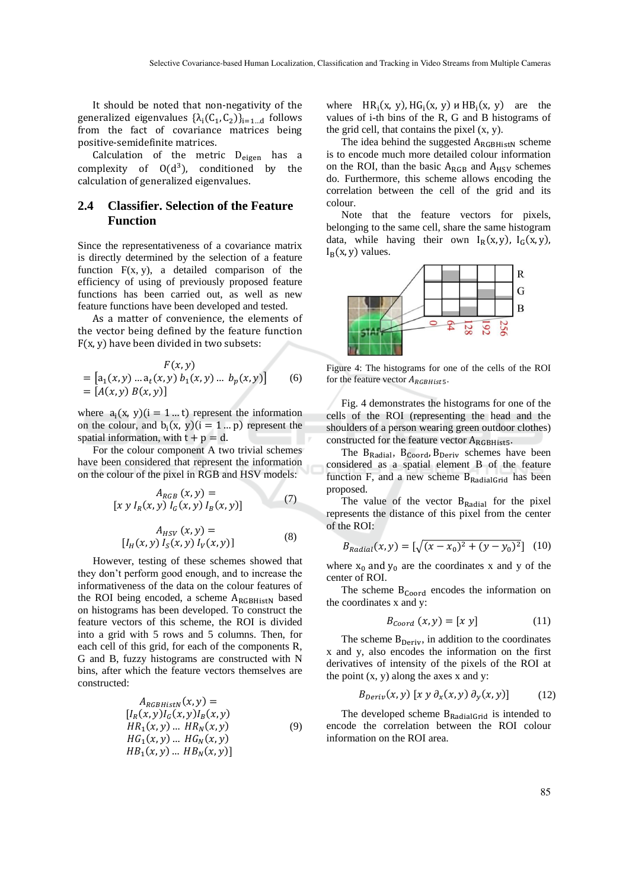It should be noted that non-negativity of the generalized eigenvalues $\{\lambda_i(C_1, C_2)\}_{i=1...d}$ follows from the fact of covariance matrices being positive-semidefinite matrices.

Calculation of the metric $D_{eigen}$ has a complexity of $O(d^3)$, conditioned by the calculation of generalized eigenvalues.

## 2.4 Classifier. Selection of the Feature Function

Since the representativeness of a covariance matrix is directly determined by the selection of a feature function $F(x, y)$, a detailed comparison of the efficiency of using of previously proposed feature functions has been carried out, as well as new feature functions have been developed and tested.

As a matter of convenience, the elements of the vector being defined by the feature function $F(x, y)$ have been divided in two subsets:

$$\begin{aligned} &F(x,y) \\ &= [a_1(x,y) \dots a_t(x,y)\ b_1(x,y) \dots\ b_p(x,y)] \\ &= [A(x,y)\ B(x,y)] \end{aligned} \quad (6)$$

where $a_i(x, y)(i = 1 \dots t)$ represent the information on the colour, and $b_i(x, y)(i = 1 \dots p)$ represent the spatial information, with $t + p = d$.

For the colour component A two trivial schemes have been considered that represent the information on the colour of the pixel in RGB and HSV models:

$$\begin{aligned} &A_{RGB}(x,y) = \\ &[x\ y\ I_R(x,y)\ I_G(x,y)\ I_B(x,y)] \end{aligned} \quad (7)$$

$$\begin{aligned} &A_{HSV}(x,y) = \\ &[I_H(x,y)\ I_S(x,y)\ I_V(x,y)] \end{aligned} \quad (8)$$

However, testing of these schemes showed that they don't perform good enough, and to increase the informativeness of the data on the colour features of the ROI being encoded, a scheme $A_{RGBHistN}$ based on histograms has been developed. To construct the feature vectors of this scheme, the ROI is divided into a grid with 5 rows and 5 columns. Then, for each cell of this grid, for each of the components R, G and B, fuzzy histograms are constructed with N bins, after which the feature vectors themselves are constructed:

$$\begin{aligned} &A_{RGBHistN}(x,y) = \\ &[I_R(x,y) I_G(x,y) I_B(x,y) \\ &HR_1(x,y) \dots\ HR_N(x,y) \\ &HG_1(x,y) \dots\ HG_N(x,y) \\ &HB_1(x,y) \dots\ HB_N(x,y)] \end{aligned} \quad (9)$$

where $HR_i(x, y), HG_i(x, y)$ и $HB_i(x, y)$ are the values of i-th bins of the R, G and B histograms of the grid cell, that contains the pixel (x, y).

The idea behind the suggested $A_{RGBHistN}$ scheme is to encode much more detailed colour information on the ROI, than the basic $A_{RGB}$ and $A_{HSV}$ schemes do. Furthermore, this scheme allows encoding the correlation between the cell of the grid and its colour.

Note that the feature vectors for pixels, belonging to the same cell, share the same histogram data, while having their own $I_R(x,y)$, $I_G(x,y)$, $I_B(x,y)$ values.

Figure 4: The histograms for one of the cells of the ROI for the feature vector $A_{RGBHist5}$.

Fig. 4 demonstrates the histograms for one of the cells of the ROI (representing the head and the shoulders of a person wearing green outdoor clothes) constructed for the feature vector $A_{RGBHist5}$.

The $B_{Radial}$, $B_{Coord}$, $B_{Deriv}$ schemes have been considered as a spatial element B of the feature function F, and a new scheme $B_{RadialGrid}$ has been proposed.

The value of the vector $B_{Radial}$ for the pixel represents the distance of this pixel from the center of the ROI:

$$B_{Radial}(x,y) = [\sqrt{(x-x_0)^2 + (y-y_0)^2}] \quad (10)$$

where $x_0$ and $y_0$ are the coordinates x and y of the center of ROI.

The scheme $B_{Coord}$ encodes the information on the coordinates x and y:

$$B_{Coord}(x,y) = [x\ y] \quad (11)$$

The scheme $B_{Deriv}$, in addition to the coordinates x and y, also encodes the information on the first derivatives of intensity of the pixels of the ROI at the point (x, y) along the axes x and y:

$$B_{Deriv}(x,y)\ [x\ y\ \partial_x(x,y)\ \partial_y(x,y)] \quad (12)$$

The developed scheme $B_{RadialGrid}$ is intended to encode the correlation between the ROI colour information on the ROI area.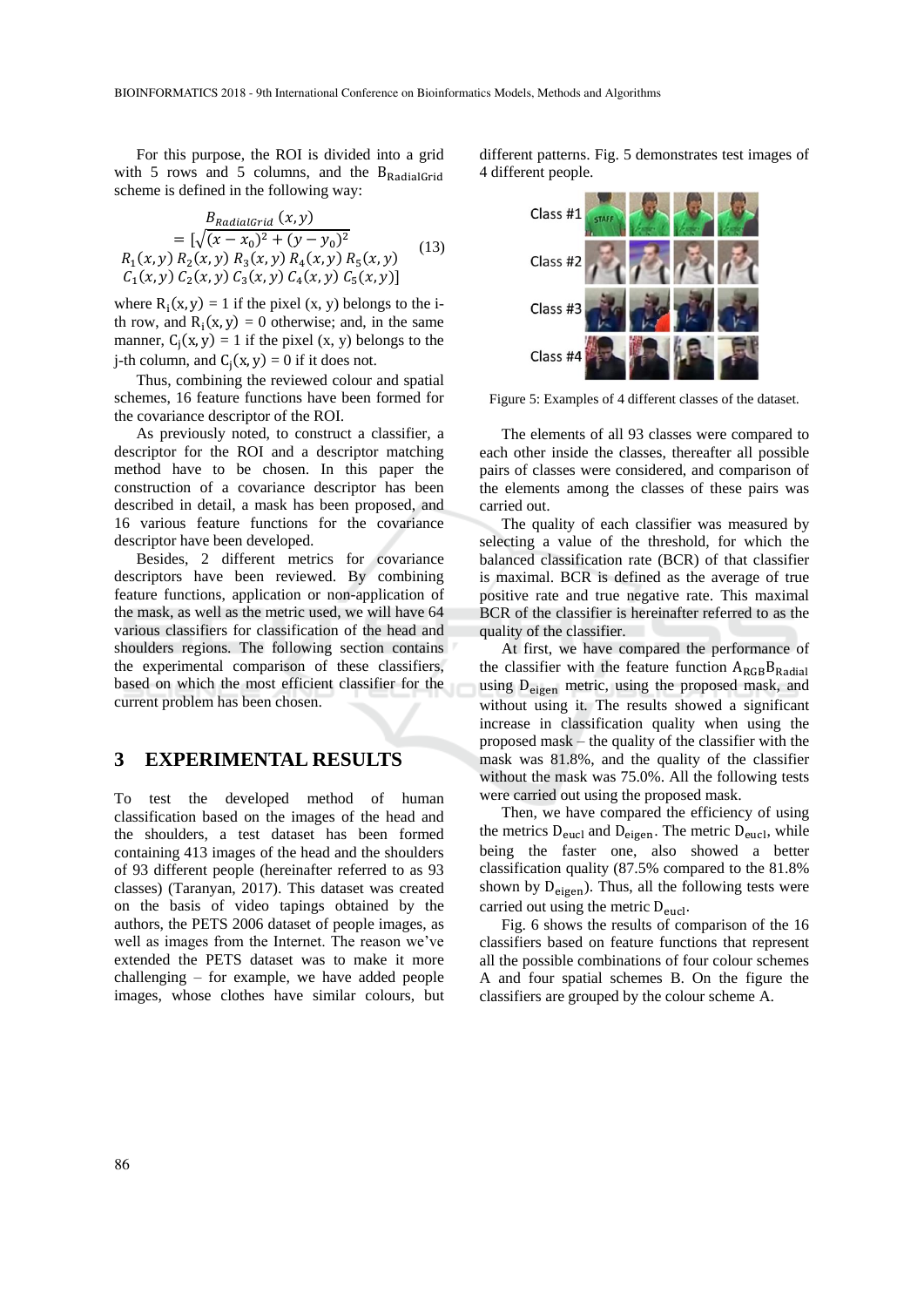For this purpose, the ROI is divided into a grid with 5 rows and 5 columns, and the $B_{RadialGrid}$ scheme is defined in the following way:

$$B_{RadialGrid}(x,y) = [\sqrt{(x-x_0)^2+(y-y_0)^2} \; R_1(x,y)\, R_2(x,y)\, R_3(x,y)\, R_4(x,y)\, R_5(x,y) \; C_1(x,y)\, C_2(x,y)\, C_3(x,y)\, C_4(x,y)\, C_5(x,y)] \tag{13}$$

where $R_i(x,y) = 1$ if the pixel (x, y) belongs to the i-th row, and $R_i(x,y) = 0$ otherwise; and, in the same manner, $C_j(x,y) = 1$ if the pixel (x, y) belongs to the j-th column, and $C_j(x,y) = 0$ if it does not.

Thus, combining the reviewed colour and spatial schemes, 16 feature functions have been formed for the covariance descriptor of the ROI.

As previously noted, to construct a classifier, a descriptor for the ROI and a descriptor matching method have to be chosen. In this paper the construction of a covariance descriptor has been described in detail, a mask has been proposed, and 16 various feature functions for the covariance descriptor have been developed.

Besides, 2 different metrics for covariance descriptors have been reviewed. By combining feature functions, application or non-application of the mask, as well as the metric used, we will have 64 various classifiers for classification of the head and shoulders regions. The following section contains the experimental comparison of these classifiers, based on which the most efficient classifier for the current problem has been chosen.

## 3 EXPERIMENTAL RESULTS

To test the developed method of human classification based on the images of the head and the shoulders, a test dataset has been formed containing 413 images of the head and the shoulders of 93 different people (hereinafter referred to as 93 classes) (Taranyan, 2017). This dataset was created on the basis of video tapings obtained by the authors, the PETS 2006 dataset of people images, as well as images from the Internet. The reason we've extended the PETS dataset was to make it more challenging – for example, we have added people images, whose clothes have similar colours, but different patterns. Fig. 5 demonstrates test images of 4 different people.

Figure 5: Examples of 4 different classes of the dataset.

The elements of all 93 classes were compared to each other inside the classes, thereafter all possible pairs of classes were considered, and comparison of the elements among the classes of these pairs was carried out.

The quality of each classifier was measured by selecting a value of the threshold, for which the balanced classification rate (BCR) of that classifier is maximal. BCR is defined as the average of true positive rate and true negative rate. This maximal BCR of the classifier is hereinafter referred to as the quality of the classifier.

At first, we have compared the performance of the classifier with the feature function $A_{RGB}B_{Radial}$ using $D_{eigen}$ metric, using the proposed mask, and without using it. The results showed a significant increase in classification quality when using the proposed mask – the quality of the classifier with the mask was 81.8%, and the quality of the classifier without the mask was 75.0%. All the following tests were carried out using the proposed mask.

Then, we have compared the efficiency of using the metrics $D_{eucl}$ and $D_{eigen}$. The metric $D_{eucl}$, while being the faster one, also showed a better classification quality (87.5% compared to the 81.8% shown by $D_{eigen}$). Thus, all the following tests were carried out using the metric $D_{eucl}$.

Fig. 6 shows the results of comparison of the 16 classifiers based on feature functions that represent all the possible combinations of four colour schemes A and four spatial schemes B. On the figure the classifiers are grouped by the colour scheme A.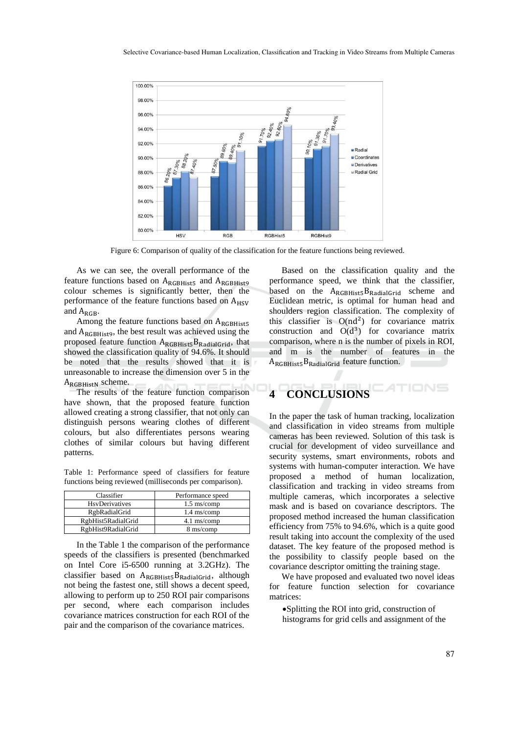Figure 6: Comparison of quality of the classification for the feature functions being reviewed.

As we can see, the overall performance of the feature functions based on $A_{RGBHist5}$ and $A_{RGBHist9}$ colour schemes is significantly better, then the performance of the feature functions based on $A_{HSV}$ and $A_{RGB}$.

Among the feature functions based on $A_{RGBHist5}$ and $A_{RGBHist9}$, the best result was achieved using the proposed feature function $A_{RGBHist5}B_{RadialGrid}$, that showed the classification quality of 94.6%. It should be noted that the results showed that it is unreasonable to increase the dimension over 5 in the $A_{RGBHistN}$ scheme.

The results of the feature function comparison have shown, that the proposed feature function allowed creating a strong classifier, that not only can distinguish persons wearing clothes of different colours, but also differentiates persons wearing clothes of similar colours but having different patterns.

Table 1: Performance speed of classifiers for feature functions being reviewed (milliseconds per comparison).

| Classifier | Performance speed |
|---|---|
| HsvDerivatives | 1.5 ms/comp |
| RgbRadialGrid | 1.4 ms/comp |
| RgbHist5RadialGrid | 4.1 ms/comp |
| RgbHist9RadialGrid | 8 ms/comp |

In the Table 1 the comparison of the performance speeds of the classifiers is presented (benchmarked on Intel Core i5-6500 running at 3.2GHz). The classifier based on $A_{RGBHist5}B_{RadialGrid}$, although not being the fastest one, still shows a decent speed, allowing to perform up to 250 ROI pair comparisons per second, where each comparison includes covariance matrices construction for each ROI of the pair and the comparison of the covariance matrices.

Based on the classification quality and the performance speed, we think that the classifier, based on the $A_{RGBHist5}B_{RadialGrid}$ scheme and Euclidean metric, is optimal for human head and shoulders region classification. The complexity of this classifier is $O(nd^2)$ for covariance matrix construction and $O(d^3)$ for covariance matrix comparison, where n is the number of pixels in ROI, and m is the number of features in the $A_{RGBHist5}B_{RadialGrid}$ feature function.

# 4 CONCLUSIONS

In the paper the task of human tracking, localization and classification in video streams from multiple cameras has been reviewed. Solution of this task is crucial for development of video surveillance and security systems, smart environments, robots and systems with human-computer interaction. We have proposed a method of human localization, classification and tracking in video streams from multiple cameras, which incorporates a selective mask and is based on covariance descriptors. The proposed method increased the human classification efficiency from 75% to 94.6%, which is a quite good result taking into account the complexity of the used dataset. The key feature of the proposed method is the possibility to classify people based on the covariance descriptor omitting the training stage.

We have proposed and evaluated two novel ideas for feature function selection for covariance matrices:

- Splitting the ROI into grid, construction of histograms for grid cells and assignment of the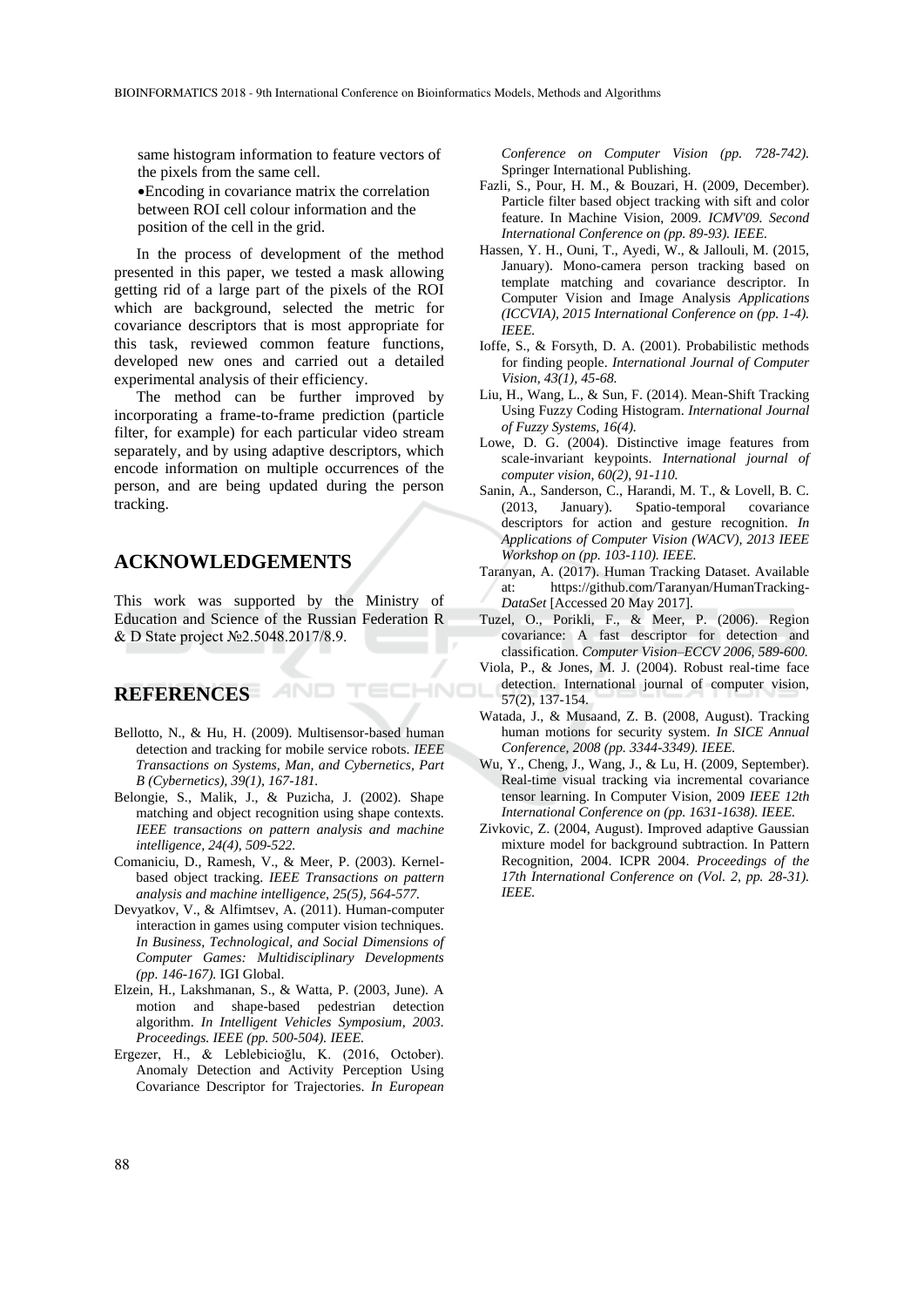same histogram information to feature vectors of the pixels from the same cell.

- Encoding in covariance matrix the correlation between ROI cell colour information and the position of the cell in the grid.

In the process of development of the method presented in this paper, we tested a mask allowing getting rid of a large part of the pixels of the ROI which are background, selected the metric for covariance descriptors that is most appropriate for this task, reviewed common feature functions, developed new ones and carried out a detailed experimental analysis of their efficiency.

The method can be further improved by incorporating a frame-to-frame prediction (particle filter, for example) for each particular video stream separately, and by using adaptive descriptors, which encode information on multiple occurrences of the person, and are being updated during the person tracking.

## ACKNOWLEDGEMENTS

This work was supported by the Ministry of Education and Science of the Russian Federation R & D State project №2.5048.2017/8.9.

## REFERENCES

Bellotto, N., & Hu, H. (2009). Multisensor-based human detection and tracking for mobile service robots. *IEEE Transactions on Systems, Man, and Cybernetics, Part B (Cybernetics), 39(1), 167-181.*

Belongie, S., Malik, J., & Puzicha, J. (2002). Shape matching and object recognition using shape contexts. *IEEE transactions on pattern analysis and machine intelligence, 24(4), 509-522.*

Comaniciu, D., Ramesh, V., & Meer, P. (2003). Kernel-based object tracking. *IEEE Transactions on pattern analysis and machine intelligence, 25(5), 564-577.*

Devyatkov, V., & Alfimtsev, A. (2011). Human-computer interaction in games using computer vision techniques. *In Business, Technological, and Social Dimensions of Computer Games: Multidisciplinary Developments (pp. 146-167).* IGI Global.

Elzein, H., Lakshmanan, S., & Watta, P. (2003, June). A motion and shape-based pedestrian detection algorithm. *In Intelligent Vehicles Symposium, 2003. Proceedings. IEEE (pp. 500-504). IEEE.*

Ergezer, H., & Leblebicioğlu, K. (2016, October). Anomaly Detection and Activity Perception Using Covariance Descriptor for Trajectories. *In European Conference on Computer Vision (pp. 728-742).* Springer International Publishing.

Fazli, S., Pour, H. M., & Bouzari, H. (2009, December). Particle filter based object tracking with sift and color feature. In Machine Vision, 2009. *ICMV'09. Second International Conference on (pp. 89-93). IEEE.*

Hassen, Y. H., Ouni, T., Ayedi, W., & Jallouli, M. (2015, January). Mono-camera person tracking based on template matching and covariance descriptor. In Computer Vision and Image Analysis *Applications (ICCVIA), 2015 International Conference on (pp. 1-4). IEEE.*

Ioffe, S., & Forsyth, D. A. (2001). Probabilistic methods for finding people. *International Journal of Computer Vision, 43(1), 45-68.*

Liu, H., Wang, L., & Sun, F. (2014). Mean-Shift Tracking Using Fuzzy Coding Histogram. *International Journal of Fuzzy Systems, 16(4).*

Lowe, D. G. (2004). Distinctive image features from scale-invariant keypoints. *International journal of computer vision, 60(2), 91-110.*

Sanin, A., Sanderson, C., Harandi, M. T., & Lovell, B. C. (2013, January). Spatio-temporal covariance descriptors for action and gesture recognition. *In Applications of Computer Vision (WACV), 2013 IEEE Workshop on (pp. 103-110). IEEE.*

Taranyan, A. (2017). Human Tracking Dataset. Available at: https://github.com/Taranyan/HumanTracking-*DataSet* [Accessed 20 May 2017].

Tuzel, O., Porikli, F., & Meer, P. (2006). Region covariance: A fast descriptor for detection and classification. *Computer Vision–ECCV 2006, 589-600.*

Viola, P., & Jones, M. J. (2004). Robust real-time face detection. International journal of computer vision, 57(2), 137-154.

Watada, J., & Musaand, Z. B. (2008, August). Tracking human motions for security system. *In SICE Annual Conference, 2008 (pp. 3344-3349). IEEE.*

Wu, Y., Cheng, J., Wang, J., & Lu, H. (2009, September). Real-time visual tracking via incremental covariance tensor learning. In Computer Vision, 2009 *IEEE 12th International Conference on (pp. 1631-1638). IEEE.*

Zivkovic, Z. (2004, August). Improved adaptive Gaussian mixture model for background subtraction. In Pattern Recognition, 2004. ICPR 2004. *Proceedings of the 17th International Conference on (Vol. 2, pp. 28-31). IEEE.*